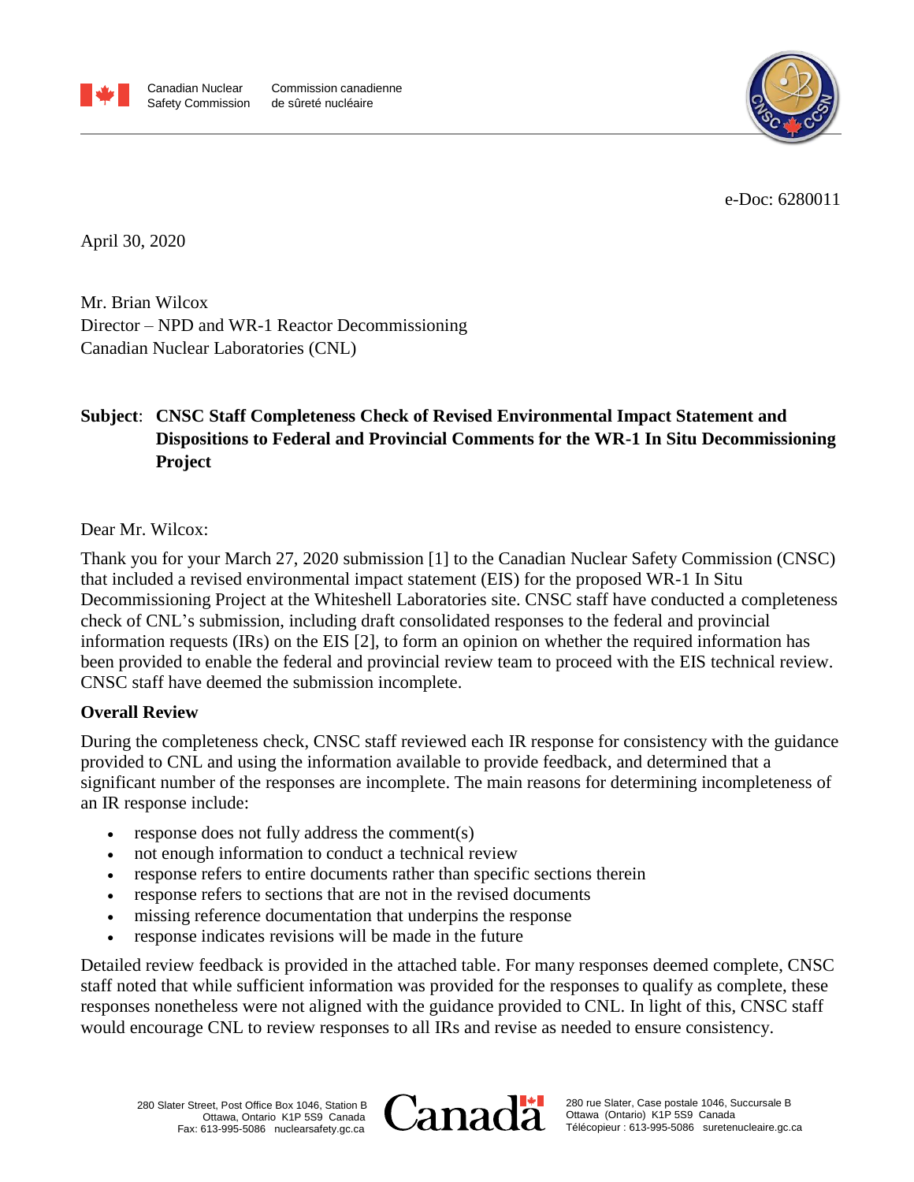Canadian Nuclear Safety Commission Commission canadienne de sûreté nucléaire

e-Doc: 6280011

April 30, 2020

Mr. Brian Wilcox
Director – NPD and WR-1 Reactor Decommissioning
Canadian Nuclear Laboratories (CNL)

**Subject**: **CNSC Staff Completeness Check of Revised Environmental Impact Statement and Dispositions to Federal and Provincial Comments for the WR-1 In Situ Decommissioning Project**

Dear Mr. Wilcox:

Thank you for your March 27, 2020 submission [1] to the Canadian Nuclear Safety Commission (CNSC) that included a revised environmental impact statement (EIS) for the proposed WR-1 In Situ Decommissioning Project at the Whiteshell Laboratories site. CNSC staff have conducted a completeness check of CNL's submission, including draft consolidated responses to the federal and provincial information requests (IRs) on the EIS [2], to form an opinion on whether the required information has been provided to enable the federal and provincial review team to proceed with the EIS technical review. CNSC staff have deemed the submission incomplete.

**Overall Review**

During the completeness check, CNSC staff reviewed each IR response for consistency with the guidance provided to CNL and using the information available to provide feedback, and determined that a significant number of the responses are incomplete. The main reasons for determining incompleteness of an IR response include:

- response does not fully address the comment(s)
- not enough information to conduct a technical review
- response refers to entire documents rather than specific sections therein
- response refers to sections that are not in the revised documents
- missing reference documentation that underpins the response
- response indicates revisions will be made in the future

Detailed review feedback is provided in the attached table. For many responses deemed complete, CNSC staff noted that while sufficient information was provided for the responses to qualify as complete, these responses nonetheless were not aligned with the guidance provided to CNL. In light of this, CNSC staff would encourage CNL to review responses to all IRs and revise as needed to ensure consistency.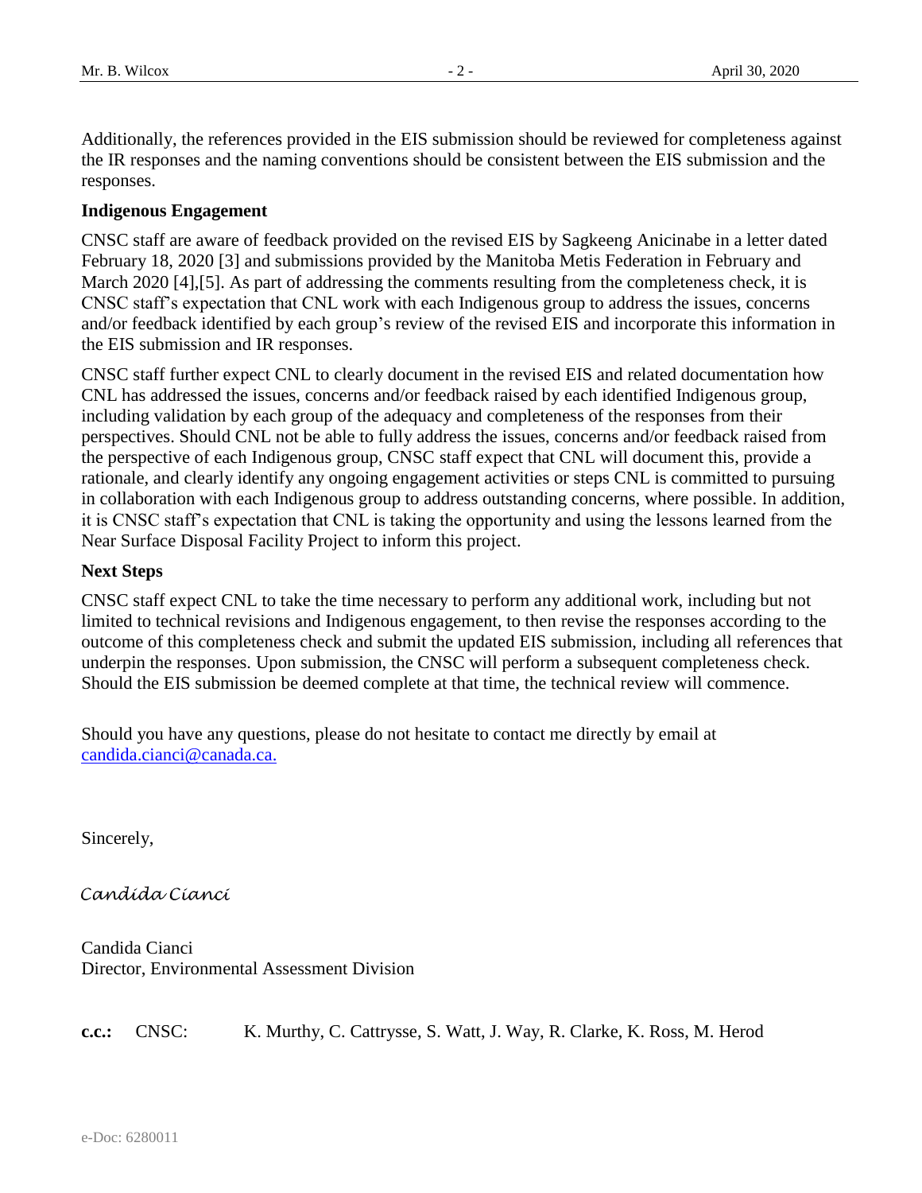Additionally, the references provided in the EIS submission should be reviewed for completeness against the IR responses and the naming conventions should be consistent between the EIS submission and the responses.

**Indigenous Engagement**

CNSC staff are aware of feedback provided on the revised EIS by Sagkeeng Anicinabe in a letter dated February 18, 2020 [3] and submissions provided by the Manitoba Metis Federation in February and March 2020 [4],[5]. As part of addressing the comments resulting from the completeness check, it is CNSC staff's expectation that CNL work with each Indigenous group to address the issues, concerns and/or feedback identified by each group's review of the revised EIS and incorporate this information in the EIS submission and IR responses.

CNSC staff further expect CNL to clearly document in the revised EIS and related documentation how CNL has addressed the issues, concerns and/or feedback raised by each identified Indigenous group, including validation by each group of the adequacy and completeness of the responses from their perspectives. Should CNL not be able to fully address the issues, concerns and/or feedback raised from the perspective of each Indigenous group, CNSC staff expect that CNL will document this, provide a rationale, and clearly identify any ongoing engagement activities or steps CNL is committed to pursuing in collaboration with each Indigenous group to address outstanding concerns, where possible. In addition, it is CNSC staff's expectation that CNL is taking the opportunity and using the lessons learned from the Near Surface Disposal Facility Project to inform this project.

**Next Steps**

CNSC staff expect CNL to take the time necessary to perform any additional work, including but not limited to technical revisions and Indigenous engagement, to then revise the responses according to the outcome of this completeness check and submit the updated EIS submission, including all references that underpin the responses. Upon submission, the CNSC will perform a subsequent completeness check. Should the EIS submission be deemed complete at that time, the technical review will commence.

Should you have any questions, please do not hesitate to contact me directly by email at candida.cianci@canada.ca.

Sincerely,

*Candida Cianci*

Candida Cianci
Director, Environmental Assessment Division

**c.c.:** CNSC: K. Murthy, C. Cattrysse, S. Watt, J. Way, R. Clarke, K. Ross, M. Herod

e-Doc: 6280011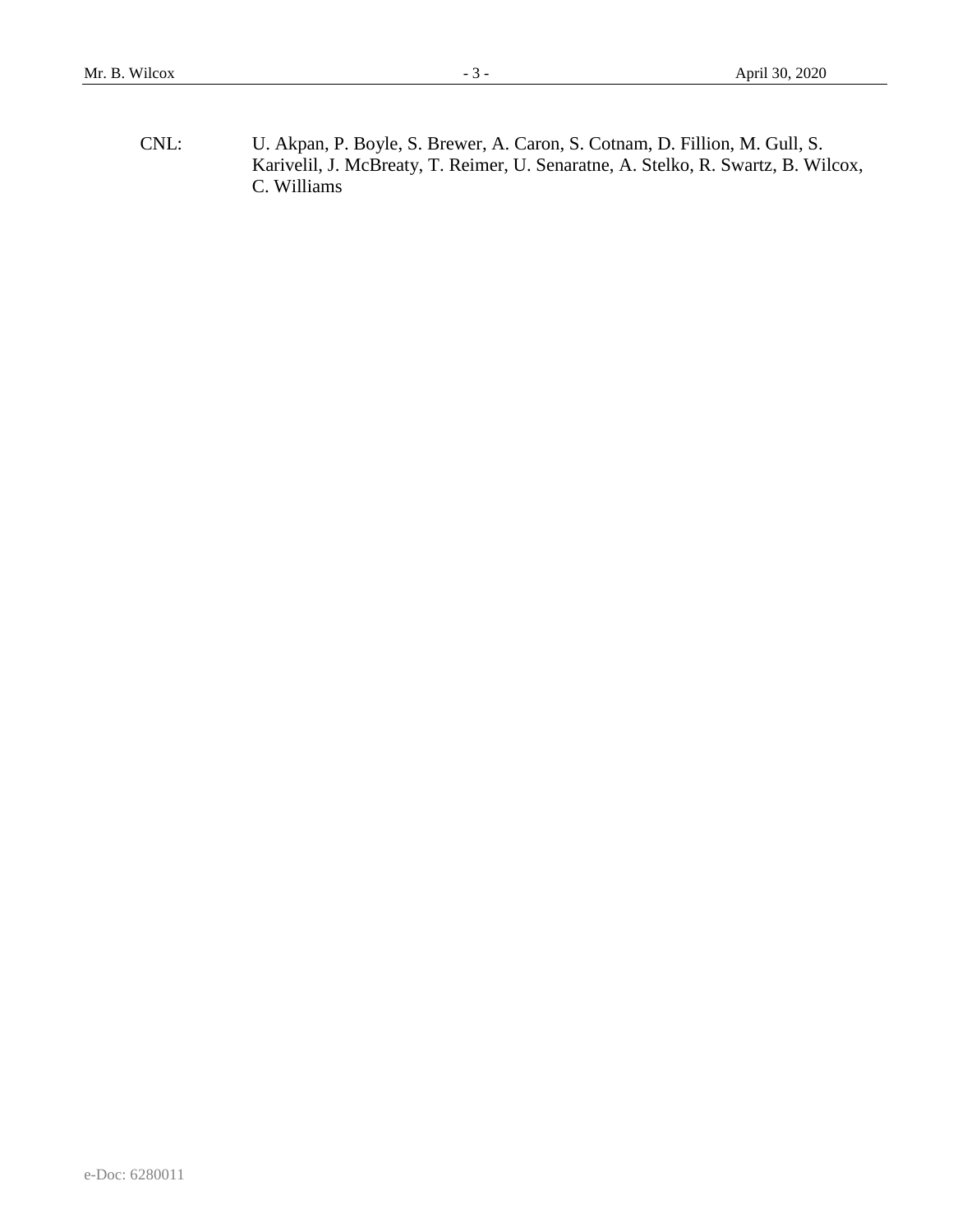CNL: U. Akpan, P. Boyle, S. Brewer, A. Caron, S. Cotnam, D. Fillion, M. Gull, S. Karivelil, J. McBreaty, T. Reimer, U. Senaratne, A. Stelko, R. Swartz, B. Wilcox, C. Williams

e-Doc: 6280011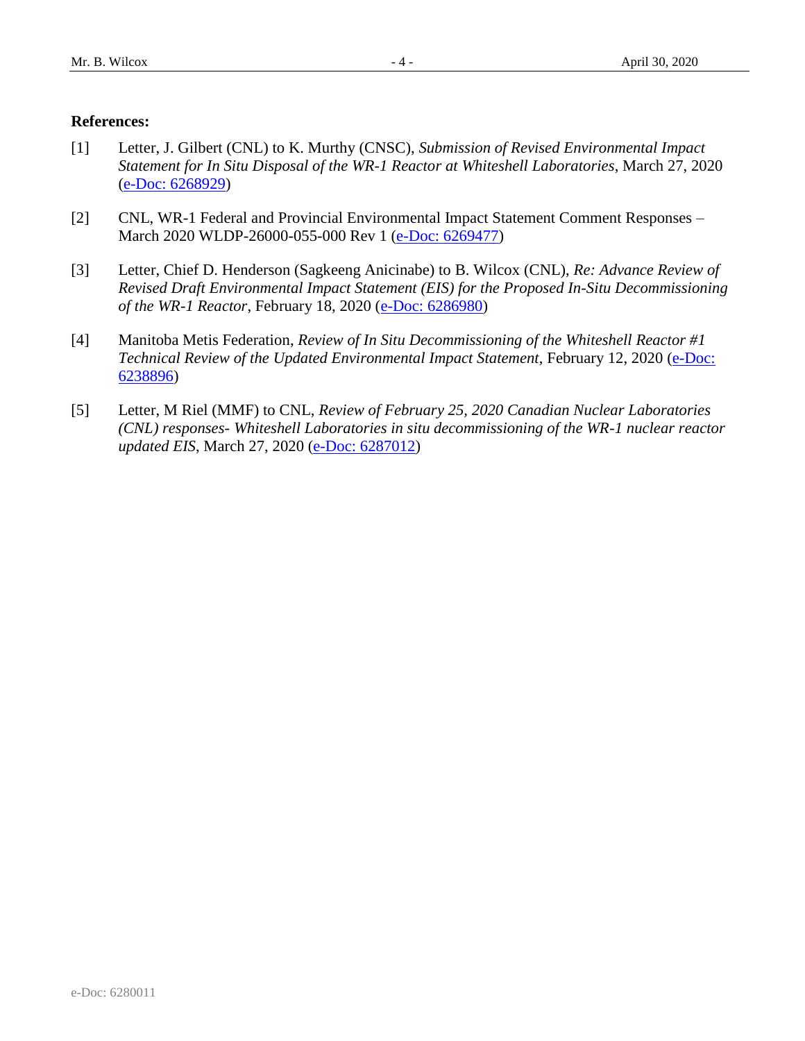**References:**

[1] Letter, J. Gilbert (CNL) to K. Murthy (CNSC), *Submission of Revised Environmental Impact Statement for In Situ Disposal of the WR-1 Reactor at Whiteshell Laboratories*, March 27, 2020 (e-Doc: 6268929)

[2] CNL, WR-1 Federal and Provincial Environmental Impact Statement Comment Responses – March 2020 WLDP-26000-055-000 Rev 1 (e-Doc: 6269477)

[3] Letter, Chief D. Henderson (Sagkeeng Anicinabe) to B. Wilcox (CNL), *Re: Advance Review of Revised Draft Environmental Impact Statement (EIS) for the Proposed In-Situ Decommissioning of the WR-1 Reactor*, February 18, 2020 (e-Doc: 6286980)

[4] Manitoba Metis Federation, *Review of In Situ Decommissioning of the Whiteshell Reactor #1 Technical Review of the Updated Environmental Impact Statement*, February 12, 2020 (e-Doc: 6238896)

[5] Letter, M Riel (MMF) to CNL, *Review of February 25, 2020 Canadian Nuclear Laboratories (CNL) responses- Whiteshell Laboratories in situ decommissioning of the WR-1 nuclear reactor updated EIS*, March 27, 2020 (e-Doc: 6287012)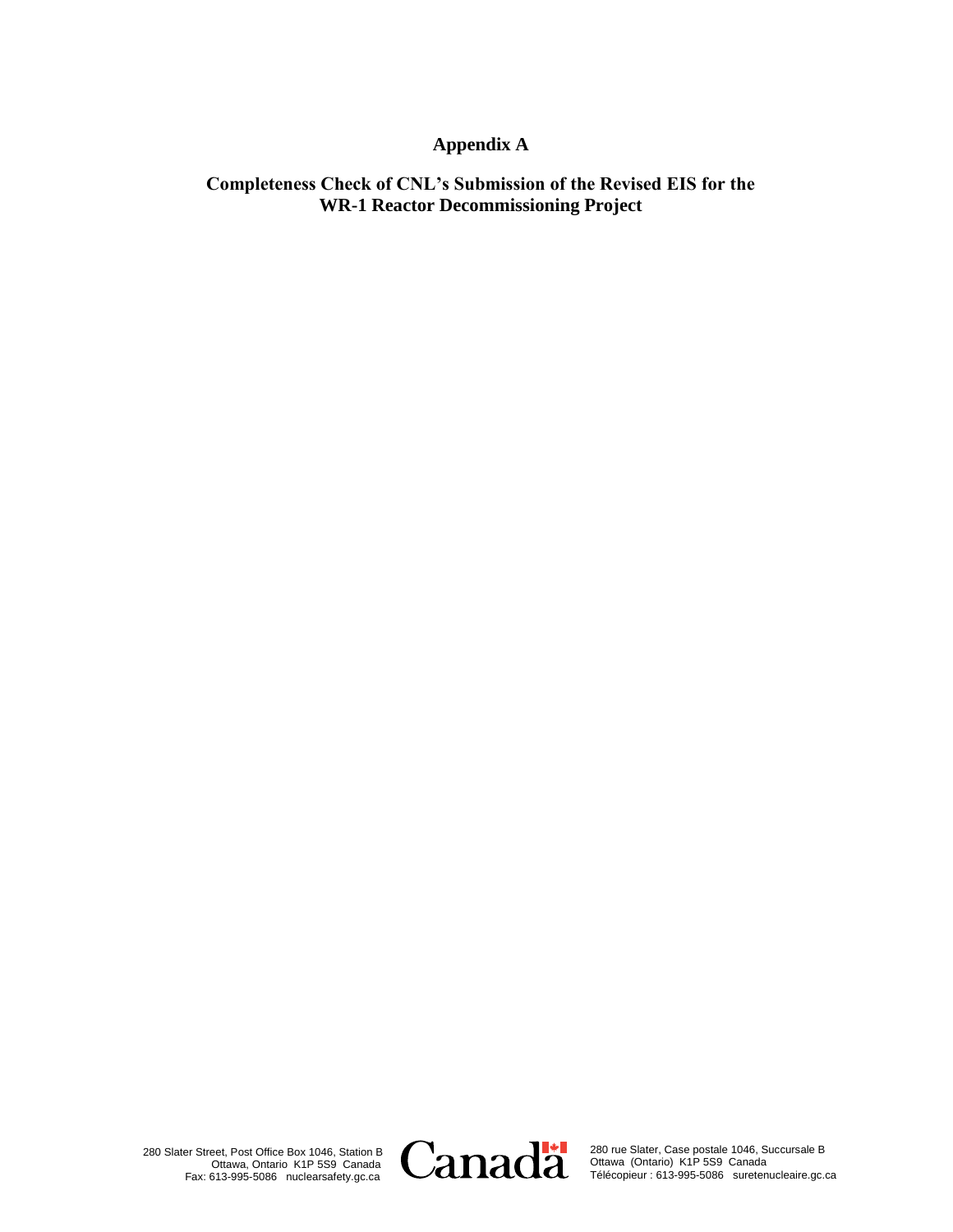# Appendix A

## Completeness Check of CNL's Submission of the Revised EIS for the WR-1 Reactor Decommissioning Project